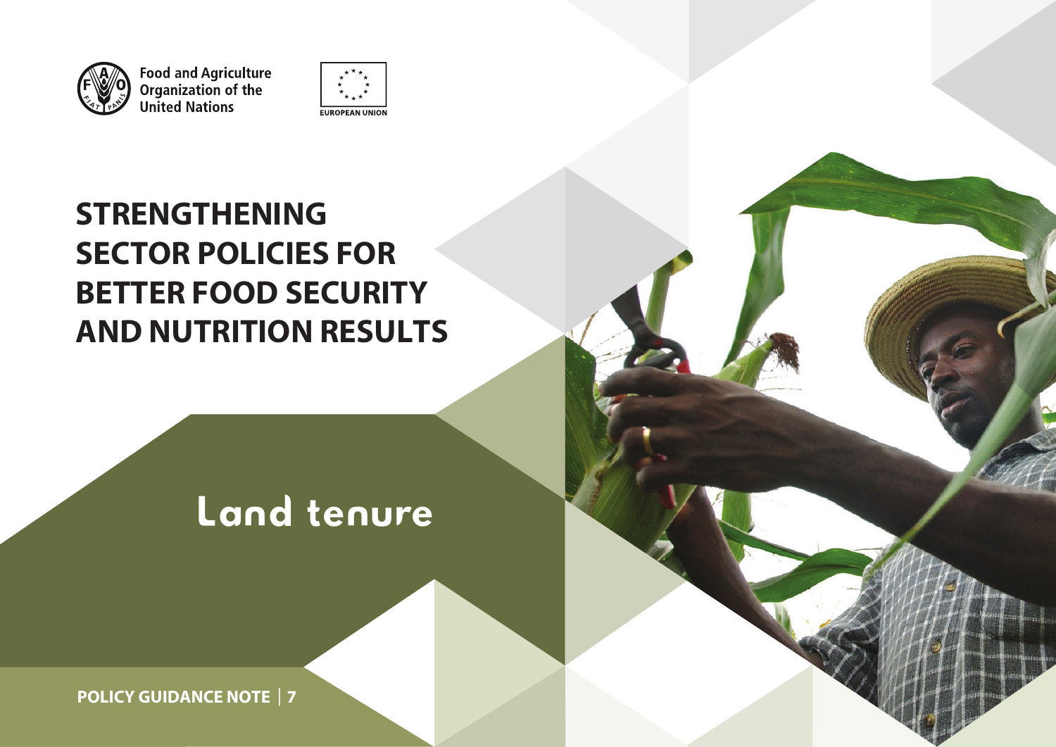Food and Agriculture Organization of the United Nations

EUROPEAN UNION

# STRENGTHENING SECTOR POLICIES FOR BETTER FOOD SECURITY AND NUTRITION RESULTS

## Land tenure

**POLICY GUIDANCE NOTE | 7**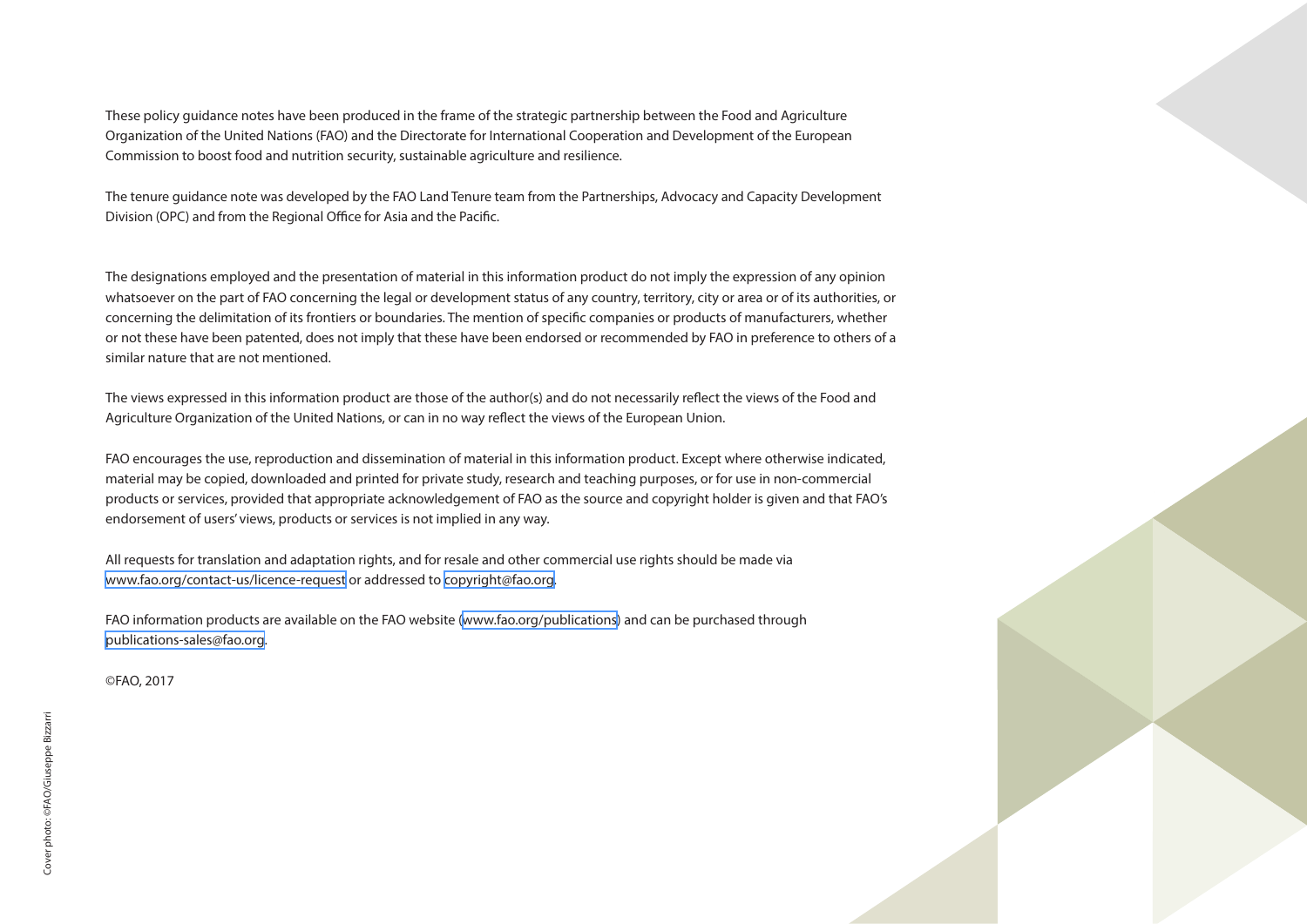These policy guidance notes have been produced in the frame of the strategic partnership between the Food and Agriculture Organization of the United Nations (FAO) and the Directorate for International Cooperation and Development of the European Commission to boost food and nutrition security, sustainable agriculture and resilience.

The tenure guidance note was developed by the FAO Land Tenure team from the Partnerships, Advocacy and Capacity Development Division (OPC) and from the Regional Office for Asia and the Pacific.

The designations employed and the presentation of material in this information product do not imply the expression of any opinion whatsoever on the part of FAO concerning the legal or development status of any country, territory, city or area or of its authorities, or concerning the delimitation of its frontiers or boundaries. The mention of specific companies or products of manufacturers, whether or not these have been patented, does not imply that these have been endorsed or recommended by FAO in preference to others of a similar nature that are not mentioned.

The views expressed in this information product are those of the author(s) and do not necessarily reflect the views of the Food and Agriculture Organization of the United Nations, or can in no way reflect the views of the European Union.

FAO encourages the use, reproduction and dissemination of material in this information product. Except where otherwise indicated, material may be copied, downloaded and printed for private study, research and teaching purposes, or for use in non-commercial products or services, provided that appropriate acknowledgement of FAO as the source and copyright holder is given and that FAO's endorsement of users' views, products or services is not implied in any way.

All requests for translation and adaptation rights, and for resale and other commercial use rights should be made via www.fao.org/contact-us/licence-request or addressed to copyright@fao.org.

FAO information products are available on the FAO website (www.fao.org/publications) and can be purchased through publications-sales@fao.org.

©FAO, 2017

Cover photo: ©FAO/Giuseppe Bizzarri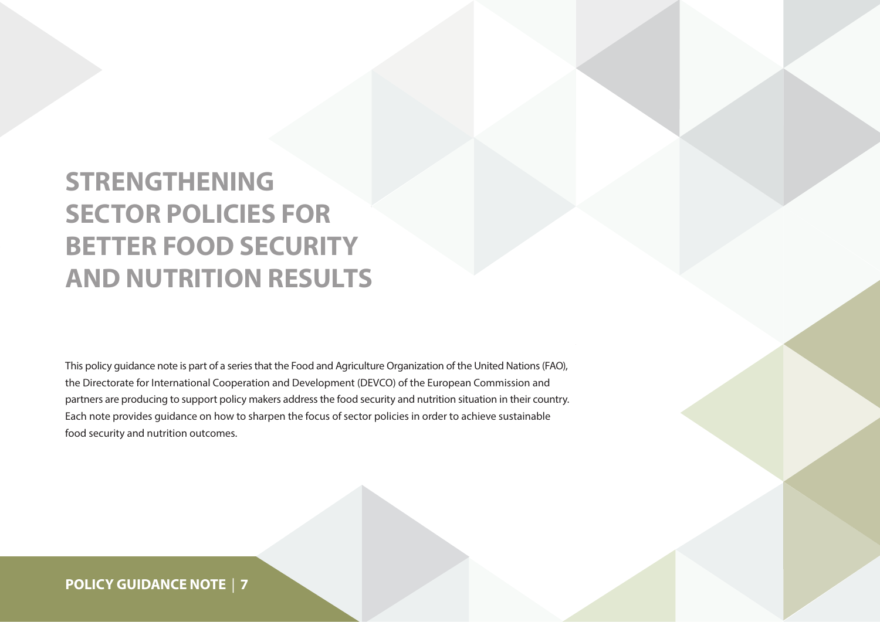# STRENGTHENING SECTOR POLICIES FOR BETTER FOOD SECURITY AND NUTRITION RESULTS

This policy guidance note is part of a series that the Food and Agriculture Organization of the United Nations (FAO), the Directorate for International Cooperation and Development (DEVCO) of the European Commission and partners are producing to support policy makers address the food security and nutrition situation in their country. Each note provides guidance on how to sharpen the focus of sector policies in order to achieve sustainable food security and nutrition outcomes.

**POLICY GUIDANCE NOTE | 7**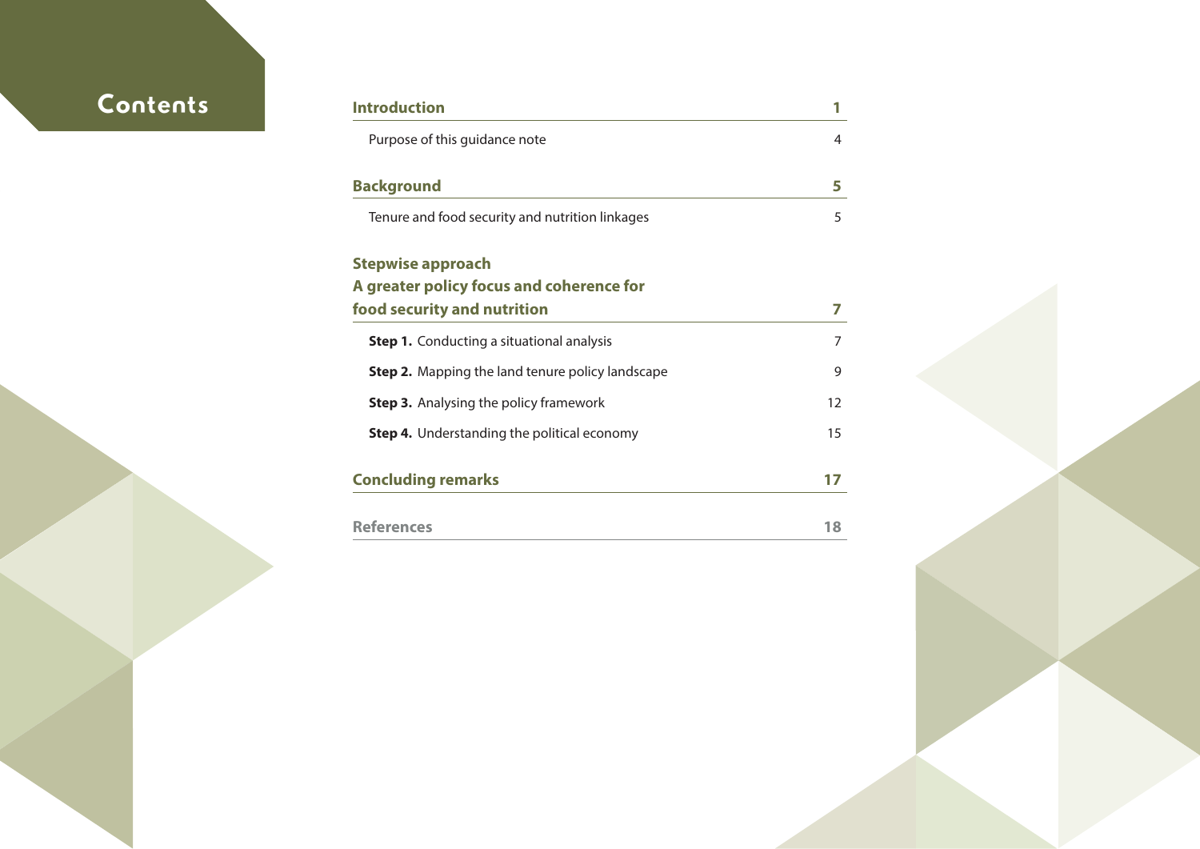# Contents

| | |
|---|---|
| **Introduction** | **1** |
| Purpose of this guidance note | 4 |
| **Background** | **5** |
| Tenure and food security and nutrition linkages | 5 |
| **Stepwise approach A greater policy focus and coherence for food security and nutrition** | **7** |
| **Step 1.** Conducting a situational analysis | 7 |
| **Step 2.** Mapping the land tenure policy landscape | 9 |
| **Step 3.** Analysing the policy framework | 12 |
| **Step 4.** Understanding the political economy | 15 |
| **Concluding remarks** | **17** |
| **References** | **18** |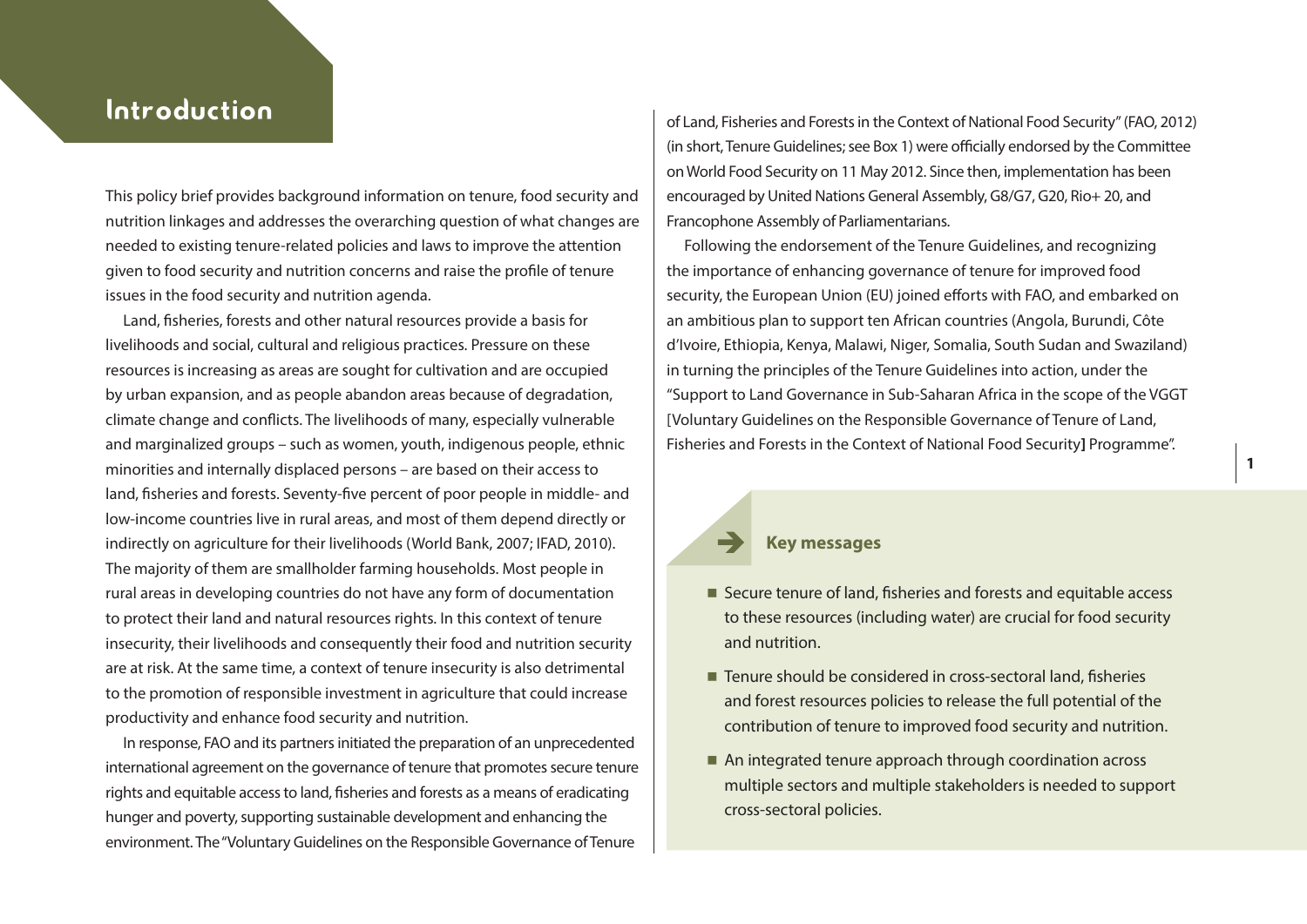# Introduction

This policy brief provides background information on tenure, food security and nutrition linkages and addresses the overarching question of what changes are needed to existing tenure-related policies and laws to improve the attention given to food security and nutrition concerns and raise the profile of tenure issues in the food security and nutrition agenda.

Land, fisheries, forests and other natural resources provide a basis for livelihoods and social, cultural and religious practices. Pressure on these resources is increasing as areas are sought for cultivation and are occupied by urban expansion, and as people abandon areas because of degradation, climate change and conflicts. The livelihoods of many, especially vulnerable and marginalized groups – such as women, youth, indigenous people, ethnic minorities and internally displaced persons – are based on their access to land, fisheries and forests. Seventy-five percent of poor people in middle- and low-income countries live in rural areas, and most of them depend directly or indirectly on agriculture for their livelihoods (World Bank, 2007; IFAD, 2010). The majority of them are smallholder farming households. Most people in rural areas in developing countries do not have any form of documentation to protect their land and natural resources rights. In this context of tenure insecurity, their livelihoods and consequently their food and nutrition security are at risk. At the same time, a context of tenure insecurity is also detrimental to the promotion of responsible investment in agriculture that could increase productivity and enhance food security and nutrition.

In response, FAO and its partners initiated the preparation of an unprecedented international agreement on the governance of tenure that promotes secure tenure rights and equitable access to land, fisheries and forests as a means of eradicating hunger and poverty, supporting sustainable development and enhancing the environment. The "Voluntary Guidelines on the Responsible Governance of Tenure of Land, Fisheries and Forests in the Context of National Food Security" (FAO, 2012) (in short, Tenure Guidelines; see Box 1) were officially endorsed by the Committee on World Food Security on 11 May 2012. Since then, implementation has been encouraged by United Nations General Assembly, G8/G7, G20, Rio+ 20, and Francophone Assembly of Parliamentarians.

Following the endorsement of the Tenure Guidelines, and recognizing the importance of enhancing governance of tenure for improved food security, the European Union (EU) joined efforts with FAO, and embarked on an ambitious plan to support ten African countries (Angola, Burundi, Côte d'Ivoire, Ethiopia, Kenya, Malawi, Niger, Somalia, South Sudan and Swaziland) in turning the principles of the Tenure Guidelines into action, under the "Support to Land Governance in Sub-Saharan Africa in the scope of the VGGT [Voluntary Guidelines on the Responsible Governance of Tenure of Land, Fisheries and Forests in the Context of National Food Security] Programme".

**Key messages**

- Secure tenure of land, fisheries and forests and equitable access to these resources (including water) are crucial for food security and nutrition.
- Tenure should be considered in cross-sectoral land, fisheries and forest resources policies to release the full potential of the contribution of tenure to improved food security and nutrition.
- An integrated tenure approach through coordination across multiple sectors and multiple stakeholders is needed to support cross-sectoral policies.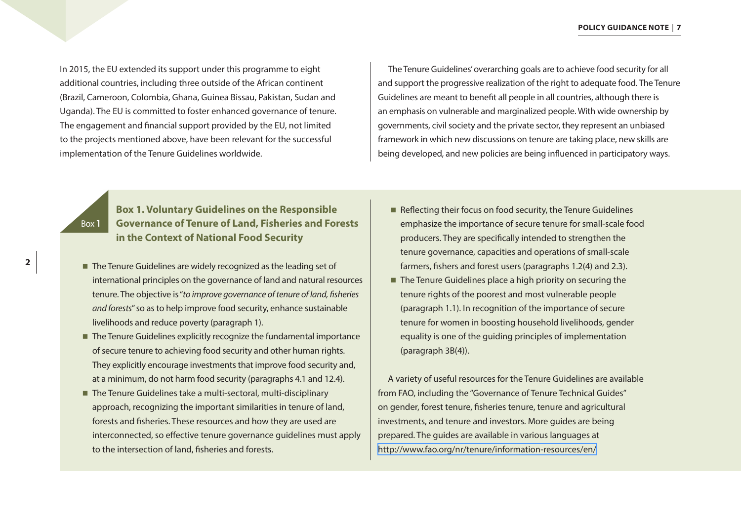In 2015, the EU extended its support under this programme to eight additional countries, including three outside of the African continent (Brazil, Cameroon, Colombia, Ghana, Guinea Bissau, Pakistan, Sudan and Uganda). The EU is committed to foster enhanced governance of tenure. The engagement and financial support provided by the EU, not limited to the projects mentioned above, have been relevant for the successful implementation of the Tenure Guidelines worldwide.

The Tenure Guidelines' overarching goals are to achieve food security for all and support the progressive realization of the right to adequate food. The Tenure Guidelines are meant to benefit all people in all countries, although there is an emphasis on vulnerable and marginalized people. With wide ownership by governments, civil society and the private sector, they represent an unbiased framework in which new discussions on tenure are taking place, new skills are being developed, and new policies are being influenced in participatory ways.

### Box 1. Voluntary Guidelines on the Responsible Governance of Tenure of Land, Fisheries and Forests in the Context of National Food Security

- The Tenure Guidelines are widely recognized as the leading set of international principles on the governance of land and natural resources tenure. The objective is "*to improve governance of tenure of land, fisheries and forests*" so as to help improve food security, enhance sustainable livelihoods and reduce poverty (paragraph 1).
- The Tenure Guidelines explicitly recognize the fundamental importance of secure tenure to achieving food security and other human rights. They explicitly encourage investments that improve food security and, at a minimum, do not harm food security (paragraphs 4.1 and 12.4).
- The Tenure Guidelines take a multi-sectoral, multi-disciplinary approach, recognizing the important similarities in tenure of land, forests and fisheries. These resources and how they are used are interconnected, so effective tenure governance guidelines must apply to the intersection of land, fisheries and forests.
- Reflecting their focus on food security, the Tenure Guidelines emphasize the importance of secure tenure for small-scale food producers. They are specifically intended to strengthen the tenure governance, capacities and operations of small-scale farmers, fishers and forest users (paragraphs 1.2(4) and 2.3).
- The Tenure Guidelines place a high priority on securing the tenure rights of the poorest and most vulnerable people (paragraph 1.1). In recognition of the importance of secure tenure for women in boosting household livelihoods, gender equality is one of the guiding principles of implementation (paragraph 3B(4)).

A variety of useful resources for the Tenure Guidelines are available from FAO, including the "Governance of Tenure Technical Guides" on gender, forest tenure, fisheries tenure, tenure and agricultural investments, and tenure and investors. More guides are being prepared. The guides are available in various languages at http://www.fao.org/nr/tenure/information-resources/en/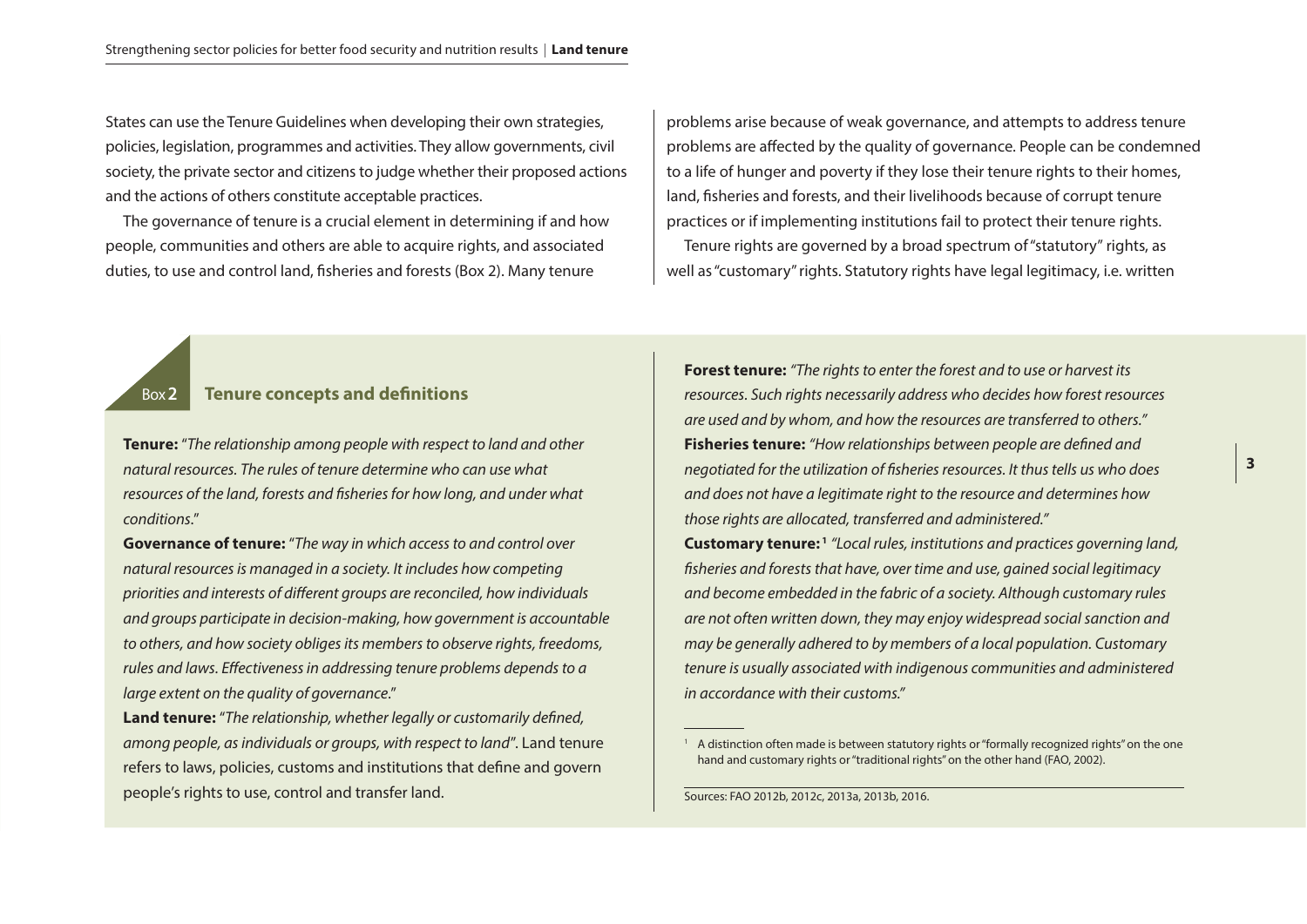States can use the Tenure Guidelines when developing their own strategies, policies, legislation, programmes and activities. They allow governments, civil society, the private sector and citizens to judge whether their proposed actions and the actions of others constitute acceptable practices.

The governance of tenure is a crucial element in determining if and how people, communities and others are able to acquire rights, and associated duties, to use and control land, fisheries and forests (Box 2). Many tenure problems arise because of weak governance, and attempts to address tenure problems are affected by the quality of governance. People can be condemned to a life of hunger and poverty if they lose their tenure rights to their homes, land, fisheries and forests, and their livelihoods because of corrupt tenure practices or if implementing institutions fail to protect their tenure rights.

Tenure rights are governed by a broad spectrum of "statutory" rights, as well as "customary" rights. Statutory rights have legal legitimacy, i.e. written

### Box 2 Tenure concepts and definitions

**Tenure:** "*The relationship among people with respect to land and other natural resources. The rules of tenure determine who can use what resources of the land, forests and fisheries for how long, and under what conditions.*"

**Governance of tenure:** "*The way in which access to and control over natural resources is managed in a society. It includes how competing priorities and interests of different groups are reconciled, how individuals and groups participate in decision-making, how government is accountable to others, and how society obliges its members to observe rights, freedoms, rules and laws. Effectiveness in addressing tenure problems depends to a large extent on the quality of governance.*"

**Land tenure:** "*The relationship, whether legally or customarily defined, among people, as individuals or groups, with respect to land*". Land tenure refers to laws, policies, customs and institutions that define and govern people's rights to use, control and transfer land.

**Forest tenure:** *"The rights to enter the forest and to use or harvest its resources. Such rights necessarily address who decides how forest resources are used and by whom, and how the resources are transferred to others."*

**Fisheries tenure:** *"How relationships between people are defined and negotiated for the utilization of fisheries resources. It thus tells us who does and does not have a legitimate right to the resource and determines how those rights are allocated, transferred and administered."*

**Customary tenure:**[1] *"Local rules, institutions and practices governing land, fisheries and forests that have, over time and use, gained social legitimacy and become embedded in the fabric of a society. Although customary rules are not often written down, they may enjoy widespread social sanction and may be generally adhered to by members of a local population. Customary tenure is usually associated with indigenous communities and administered in accordance with their customs."*

[1] A distinction often made is between statutory rights or "formally recognized rights" on the one hand and customary rights or "traditional rights" on the other hand (FAO, 2002).

Sources: FAO 2012b, 2012c, 2013a, 2013b, 2016.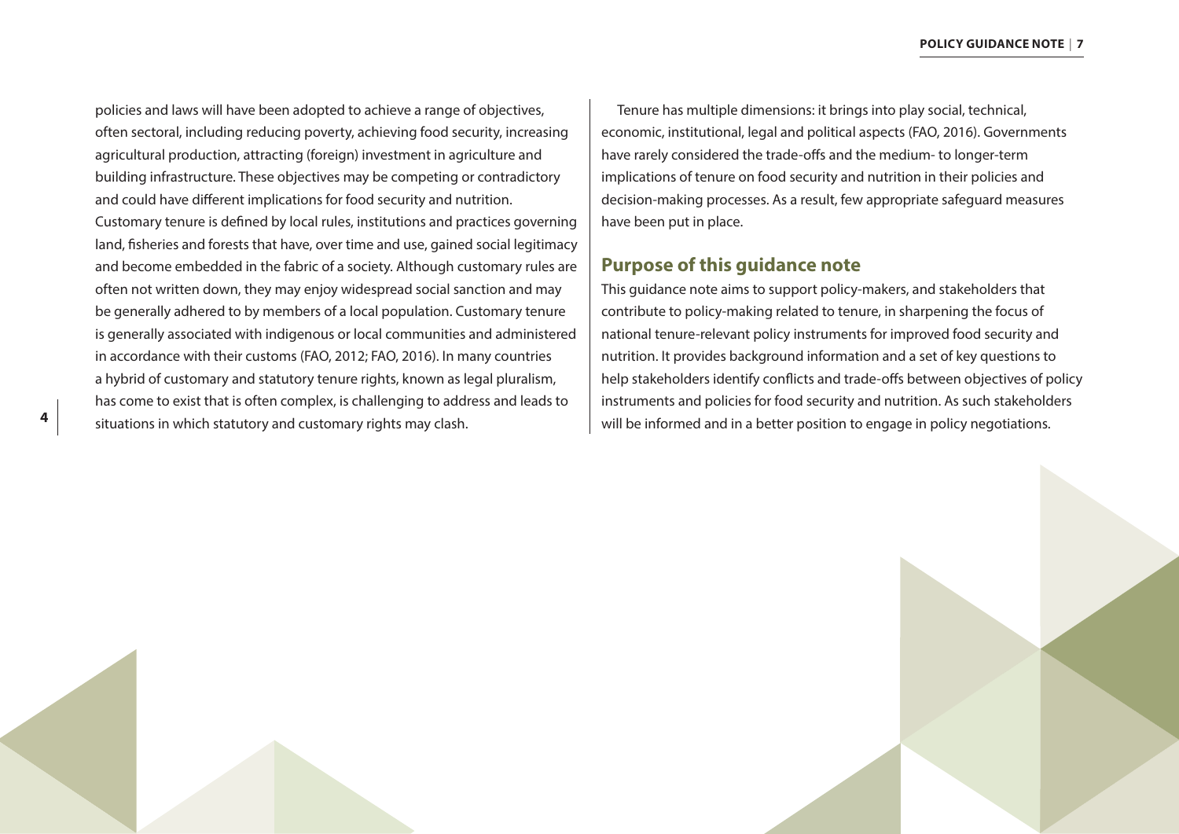policies and laws will have been adopted to achieve a range of objectives, often sectoral, including reducing poverty, achieving food security, increasing agricultural production, attracting (foreign) investment in agriculture and building infrastructure. These objectives may be competing or contradictory and could have different implications for food security and nutrition. Customary tenure is defined by local rules, institutions and practices governing land, fisheries and forests that have, over time and use, gained social legitimacy and become embedded in the fabric of a society. Although customary rules are often not written down, they may enjoy widespread social sanction and may be generally adhered to by members of a local population. Customary tenure is generally associated with indigenous or local communities and administered in accordance with their customs (FAO, 2012; FAO, 2016). In many countries a hybrid of customary and statutory tenure rights, known as legal pluralism, has come to exist that is often complex, is challenging to address and leads to situations in which statutory and customary rights may clash.

Tenure has multiple dimensions: it brings into play social, technical, economic, institutional, legal and political aspects (FAO, 2016). Governments have rarely considered the trade-offs and the medium- to longer-term implications of tenure on food security and nutrition in their policies and decision-making processes. As a result, few appropriate safeguard measures have been put in place.

## Purpose of this guidance note

This guidance note aims to support policy-makers, and stakeholders that contribute to policy-making related to tenure, in sharpening the focus of national tenure-relevant policy instruments for improved food security and nutrition. It provides background information and a set of key questions to help stakeholders identify conflicts and trade-offs between objectives of policy instruments and policies for food security and nutrition. As such stakeholders will be informed and in a better position to engage in policy negotiations.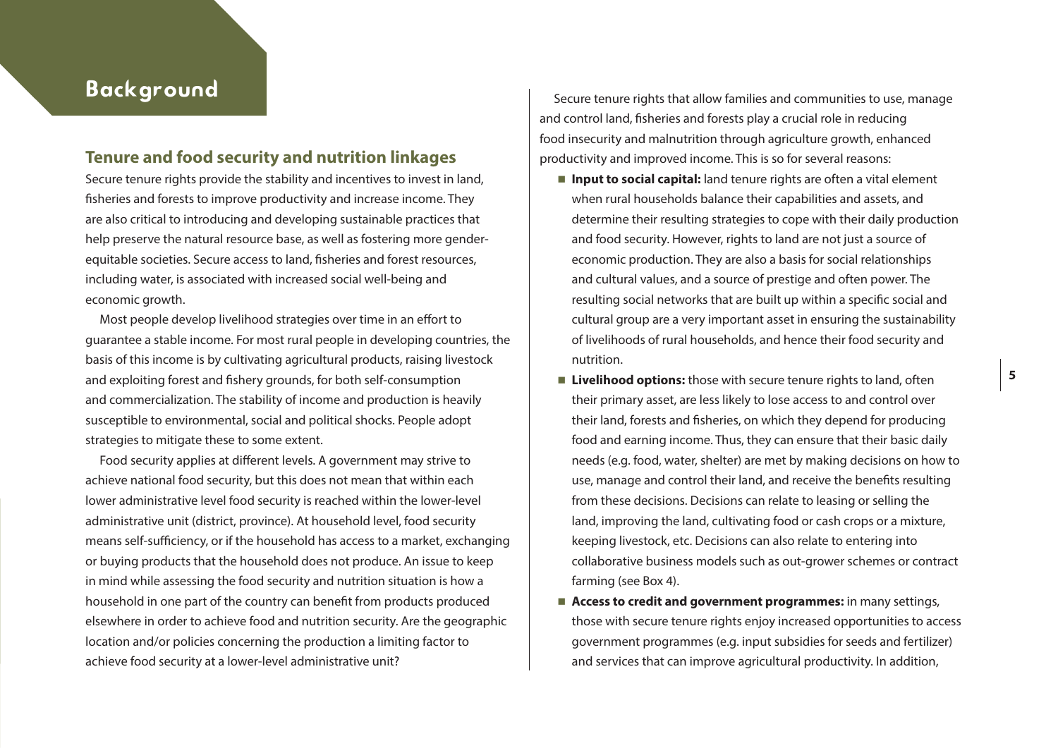# Background

## Tenure and food security and nutrition linkages

Secure tenure rights provide the stability and incentives to invest in land, fisheries and forests to improve productivity and increase income. They are also critical to introducing and developing sustainable practices that help preserve the natural resource base, as well as fostering more gender-equitable societies. Secure access to land, fisheries and forest resources, including water, is associated with increased social well-being and economic growth.

Most people develop livelihood strategies over time in an effort to guarantee a stable income. For most rural people in developing countries, the basis of this income is by cultivating agricultural products, raising livestock and exploiting forest and fishery grounds, for both self-consumption and commercialization. The stability of income and production is heavily susceptible to environmental, social and political shocks. People adopt strategies to mitigate these to some extent.

Food security applies at different levels. A government may strive to achieve national food security, but this does not mean that within each lower administrative level food security is reached within the lower-level administrative unit (district, province). At household level, food security means self-sufficiency, or if the household has access to a market, exchanging or buying products that the household does not produce. An issue to keep in mind while assessing the food security and nutrition situation is how a household in one part of the country can benefit from products produced elsewhere in order to achieve food and nutrition security. Are the geographic location and/or policies concerning the production a limiting factor to achieve food security at a lower-level administrative unit?

Secure tenure rights that allow families and communities to use, manage and control land, fisheries and forests play a crucial role in reducing food insecurity and malnutrition through agriculture growth, enhanced productivity and improved income. This is so for several reasons:

- **Input to social capital:** land tenure rights are often a vital element when rural households balance their capabilities and assets, and determine their resulting strategies to cope with their daily production and food security. However, rights to land are not just a source of economic production. They are also a basis for social relationships and cultural values, and a source of prestige and often power. The resulting social networks that are built up within a specific social and cultural group are a very important asset in ensuring the sustainability of livelihoods of rural households, and hence their food security and nutrition.
- **Livelihood options:** those with secure tenure rights to land, often their primary asset, are less likely to lose access to and control over their land, forests and fisheries, on which they depend for producing food and earning income. Thus, they can ensure that their basic daily needs (e.g. food, water, shelter) are met by making decisions on how to use, manage and control their land, and receive the benefits resulting from these decisions. Decisions can relate to leasing or selling the land, improving the land, cultivating food or cash crops or a mixture, keeping livestock, etc. Decisions can also relate to entering into collaborative business models such as out-grower schemes or contract farming (see Box 4).
- **Access to credit and government programmes:** in many settings, those with secure tenure rights enjoy increased opportunities to access government programmes (e.g. input subsidies for seeds and fertilizer) and services that can improve agricultural productivity. In addition,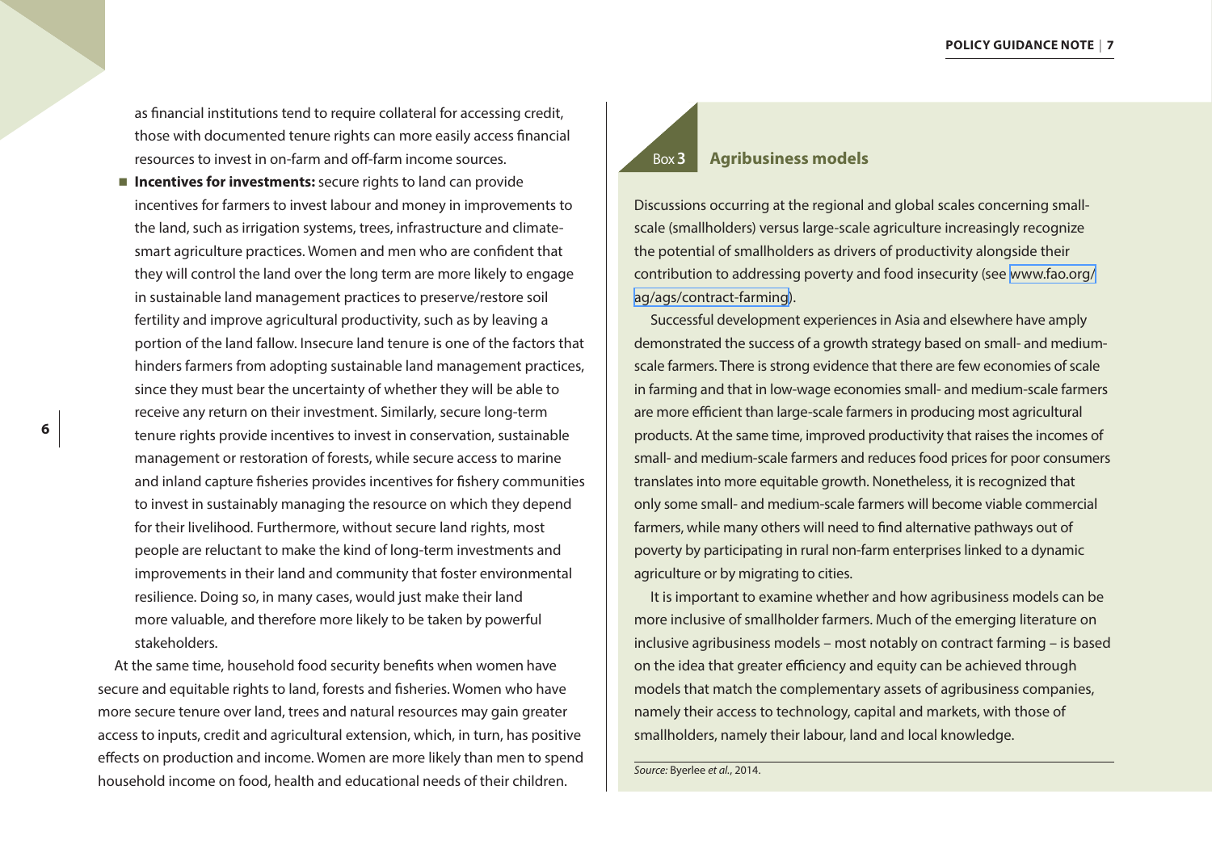as financial institutions tend to require collateral for accessing credit, those with documented tenure rights can more easily access financial resources to invest in on-farm and off-farm income sources.

- **Incentives for investments:** secure rights to land can provide incentives for farmers to invest labour and money in improvements to the land, such as irrigation systems, trees, infrastructure and climate-smart agriculture practices. Women and men who are confident that they will control the land over the long term are more likely to engage in sustainable land management practices to preserve/restore soil fertility and improve agricultural productivity, such as by leaving a portion of the land fallow. Insecure land tenure is one of the factors that hinders farmers from adopting sustainable land management practices, since they must bear the uncertainty of whether they will be able to receive any return on their investment. Similarly, secure long-term tenure rights provide incentives to invest in conservation, sustainable management or restoration of forests, while secure access to marine and inland capture fisheries provides incentives for fishery communities to invest in sustainably managing the resource on which they depend for their livelihood. Furthermore, without secure land rights, most people are reluctant to make the kind of long-term investments and improvements in their land and community that foster environmental resilience. Doing so, in many cases, would just make their land more valuable, and therefore more likely to be taken by powerful stakeholders.

At the same time, household food security benefits when women have secure and equitable rights to land, forests and fisheries. Women who have more secure tenure over land, trees and natural resources may gain greater access to inputs, credit and agricultural extension, which, in turn, has positive effects on production and income. Women are more likely than men to spend household income on food, health and educational needs of their children.

### Box 3 Agribusiness models

Discussions occurring at the regional and global scales concerning small-scale (smallholders) versus large-scale agriculture increasingly recognize the potential of smallholders as drivers of productivity alongside their contribution to addressing poverty and food insecurity (see www.fao.org/ag/ags/contract-farming).

Successful development experiences in Asia and elsewhere have amply demonstrated the success of a growth strategy based on small- and medium-scale farmers. There is strong evidence that there are few economies of scale in farming and that in low-wage economies small- and medium-scale farmers are more efficient than large-scale farmers in producing most agricultural products. At the same time, improved productivity that raises the incomes of small- and medium-scale farmers and reduces food prices for poor consumers translates into more equitable growth. Nonetheless, it is recognized that only some small- and medium-scale farmers will become viable commercial farmers, while many others will need to find alternative pathways out of poverty by participating in rural non-farm enterprises linked to a dynamic agriculture or by migrating to cities.

It is important to examine whether and how agribusiness models can be more inclusive of smallholder farmers. Much of the emerging literature on inclusive agribusiness models – most notably on contract farming – is based on the idea that greater efficiency and equity can be achieved through models that match the complementary assets of agribusiness companies, namely their access to technology, capital and markets, with those of smallholders, namely their labour, land and local knowledge.

*Source:* Byerlee *et al.*, 2014.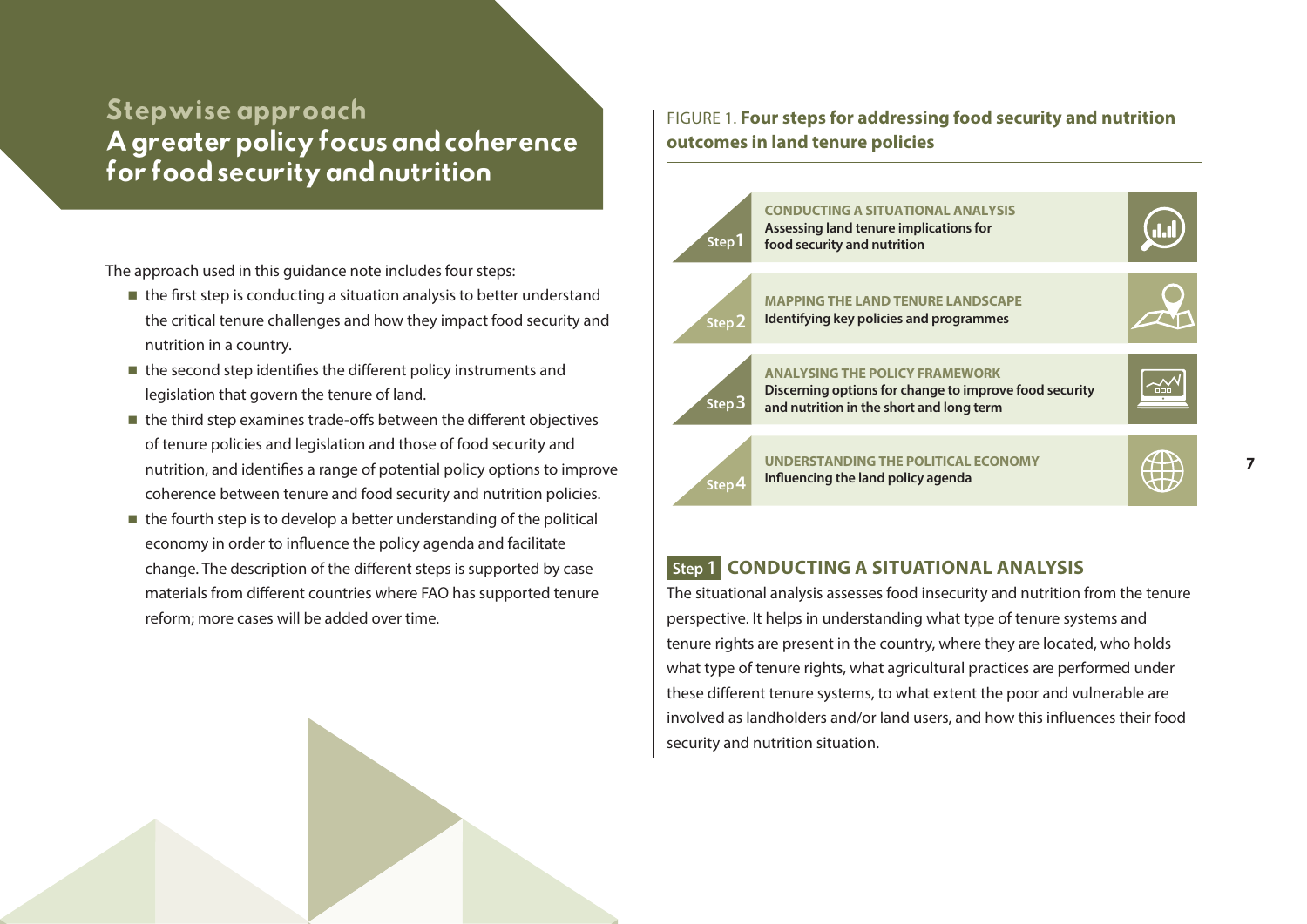# Stepwise approach

## A greater policy focus and coherence for food security and nutrition

The approach used in this guidance note includes four steps:

- the first step is conducting a situation analysis to better understand the critical tenure challenges and how they impact food security and nutrition in a country.
- the second step identifies the different policy instruments and legislation that govern the tenure of land.
- the third step examines trade-offs between the different objectives of tenure policies and legislation and those of food security and nutrition, and identifies a range of potential policy options to improve coherence between tenure and food security and nutrition policies.
- the fourth step is to develop a better understanding of the political economy in order to influence the policy agenda and facilitate change. The description of the different steps is supported by case materials from different countries where FAO has supported tenure reform; more cases will be added over time.

FIGURE 1. **Four steps for addressing food security and nutrition outcomes in land tenure policies**

| Step | Title | Description |
|---|---|---|
| Step 1 | CONDUCTING A SITUATIONAL ANALYSIS | Assessing land tenure implications for food security and nutrition |
| Step 2 | MAPPING THE LAND TENURE LANDSCAPE | Identifying key policies and programmes |
| Step 3 | ANALYSING THE POLICY FRAMEWORK | Discerning options for change to improve food security and nutrition in the short and long term |
| Step 4 | UNDERSTANDING THE POLITICAL ECONOMY | Influencing the land policy agenda |

### Step 1 CONDUCTING A SITUATIONAL ANALYSIS

The situational analysis assesses food insecurity and nutrition from the tenure perspective. It helps in understanding what type of tenure systems and tenure rights are present in the country, where they are located, who holds what type of tenure rights, what agricultural practices are performed under these different tenure systems, to what extent the poor and vulnerable are involved as landholders and/or land users, and how this influences their food security and nutrition situation.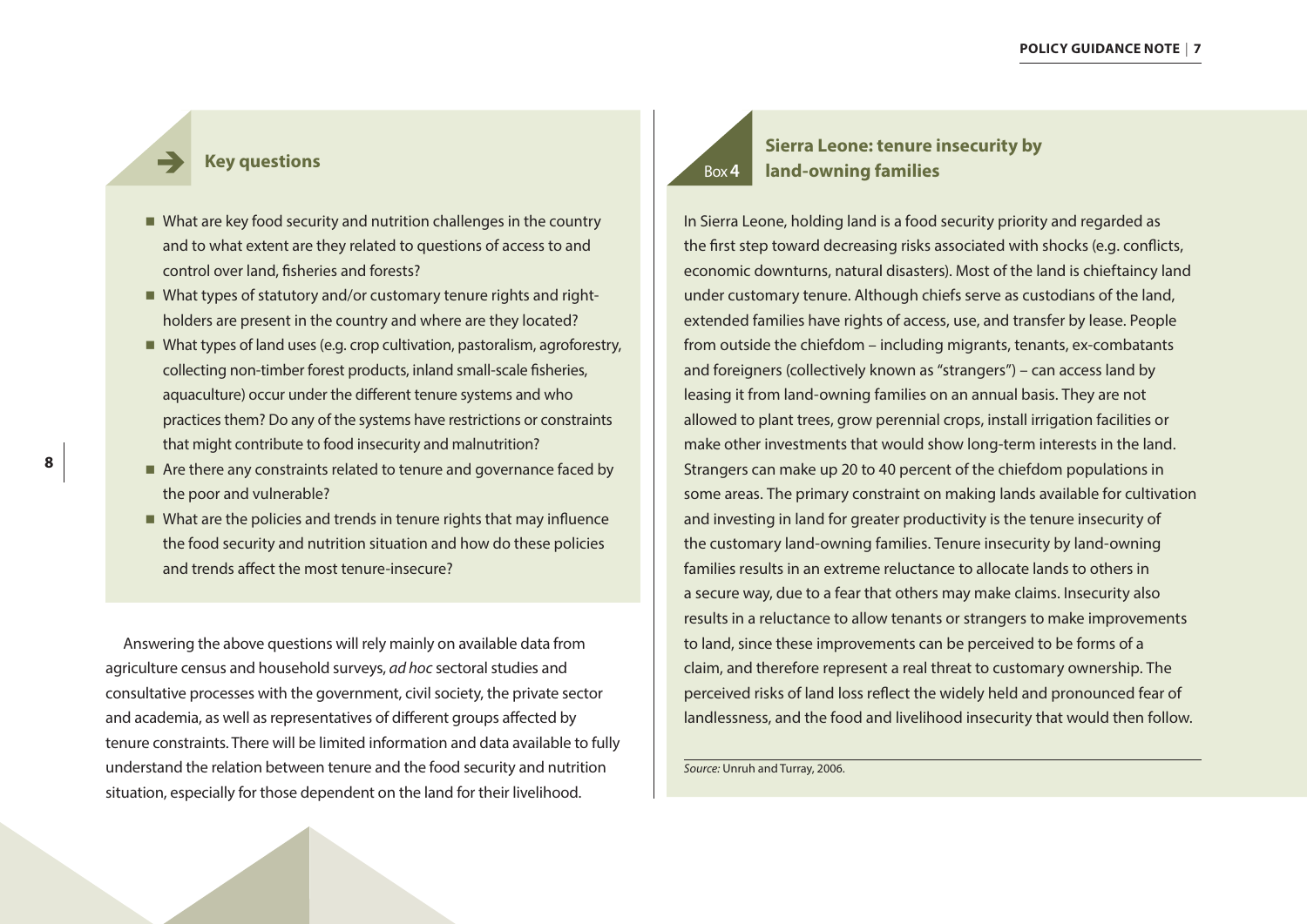### Key questions

- What are key food security and nutrition challenges in the country and to what extent are they related to questions of access to and control over land, fisheries and forests?
- What types of statutory and/or customary tenure rights and right-holders are present in the country and where are they located?
- What types of land uses (e.g. crop cultivation, pastoralism, agroforestry, collecting non-timber forest products, inland small-scale fisheries, aquaculture) occur under the different tenure systems and who practices them? Do any of the systems have restrictions or constraints that might contribute to food insecurity and malnutrition?
- Are there any constraints related to tenure and governance faced by the poor and vulnerable?
- What are the policies and trends in tenure rights that may influence the food security and nutrition situation and how do these policies and trends affect the most tenure-insecure?

Answering the above questions will rely mainly on available data from agriculture census and household surveys, *ad hoc* sectoral studies and consultative processes with the government, civil society, the private sector and academia, as well as representatives of different groups affected by tenure constraints. There will be limited information and data available to fully understand the relation between tenure and the food security and nutrition situation, especially for those dependent on the land for their livelihood.

### Box 4 Sierra Leone: tenure insecurity by land-owning families

In Sierra Leone, holding land is a food security priority and regarded as the first step toward decreasing risks associated with shocks (e.g. conflicts, economic downturns, natural disasters). Most of the land is chieftaincy land under customary tenure. Although chiefs serve as custodians of the land, extended families have rights of access, use, and transfer by lease. People from outside the chiefdom – including migrants, tenants, ex-combatants and foreigners (collectively known as "strangers") – can access land by leasing it from land-owning families on an annual basis. They are not allowed to plant trees, grow perennial crops, install irrigation facilities or make other investments that would show long-term interests in the land. Strangers can make up 20 to 40 percent of the chiefdom populations in some areas. The primary constraint on making lands available for cultivation and investing in land for greater productivity is the tenure insecurity of the customary land-owning families. Tenure insecurity by land-owning families results in an extreme reluctance to allocate lands to others in a secure way, due to a fear that others may make claims. Insecurity also results in a reluctance to allow tenants or strangers to make improvements to land, since these improvements can be perceived to be forms of a claim, and therefore represent a real threat to customary ownership. The perceived risks of land loss reflect the widely held and pronounced fear of landlessness, and the food and livelihood insecurity that would then follow.

*Source:* Unruh and Turray, 2006.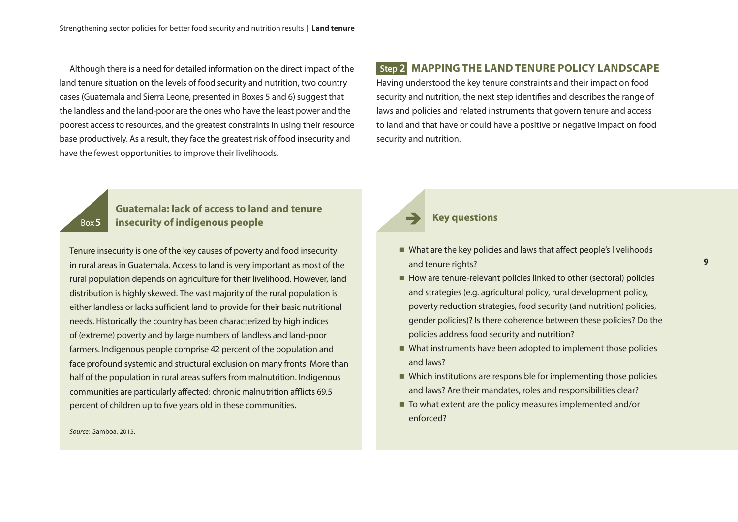Although there is a need for detailed information on the direct impact of the land tenure situation on the levels of food security and nutrition, two country cases (Guatemala and Sierra Leone, presented in Boxes 5 and 6) suggest that the landless and the land-poor are the ones who have the least power and the poorest access to resources, and the greatest constraints in using their resource base productively. As a result, they face the greatest risk of food insecurity and have the fewest opportunities to improve their livelihoods.

### Box 5 Guatemala: lack of access to land and tenure insecurity of indigenous people

Tenure insecurity is one of the key causes of poverty and food insecurity in rural areas in Guatemala. Access to land is very important as most of the rural population depends on agriculture for their livelihood. However, land distribution is highly skewed. The vast majority of the rural population is either landless or lacks sufficient land to provide for their basic nutritional needs. Historically the country has been characterized by high indices of (extreme) poverty and by large numbers of landless and land-poor farmers. Indigenous people comprise 42 percent of the population and face profound systemic and structural exclusion on many fronts. More than half of the population in rural areas suffers from malnutrition. Indigenous communities are particularly affected: chronic malnutrition afflicts 69.5 percent of children up to five years old in these communities.

*Source:* Gamboa, 2015.

## Step 2 MAPPING THE LAND TENURE POLICY LANDSCAPE

Having understood the key tenure constraints and their impact on food security and nutrition, the next step identifies and describes the range of laws and policies and related instruments that govern tenure and access to land and that have or could have a positive or negative impact on food security and nutrition.

### Key questions

- What are the key policies and laws that affect people's livelihoods and tenure rights?
- How are tenure-relevant policies linked to other (sectoral) policies and strategies (e.g. agricultural policy, rural development policy, poverty reduction strategies, food security (and nutrition) policies, gender policies)? Is there coherence between these policies? Do the policies address food security and nutrition?
- What instruments have been adopted to implement those policies and laws?
- Which institutions are responsible for implementing those policies and laws? Are their mandates, roles and responsibilities clear?
- To what extent are the policy measures implemented and/or enforced?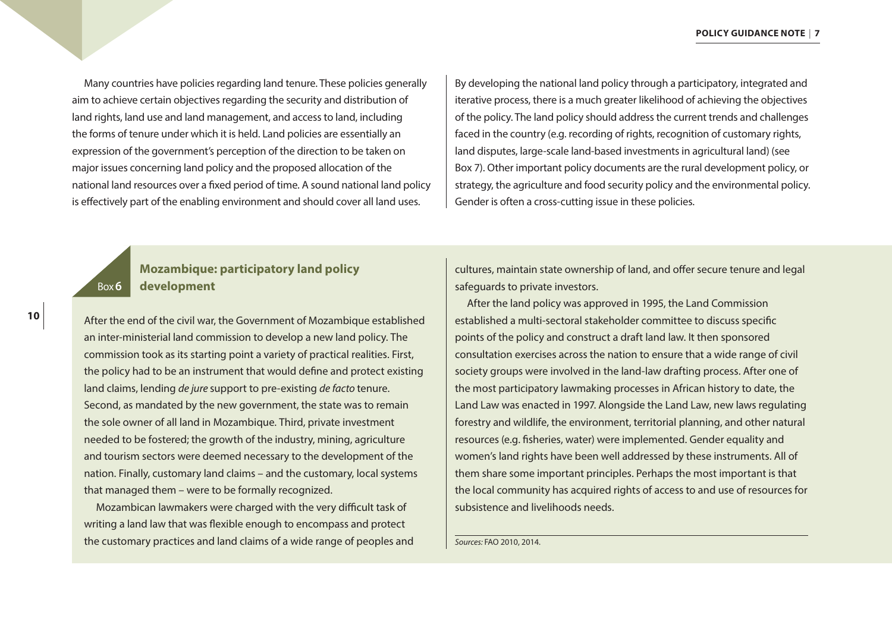Many countries have policies regarding land tenure. These policies generally aim to achieve certain objectives regarding the security and distribution of land rights, land use and land management, and access to land, including the forms of tenure under which it is held. Land policies are essentially an expression of the government's perception of the direction to be taken on major issues concerning land policy and the proposed allocation of the national land resources over a fixed period of time. A sound national land policy is effectively part of the enabling environment and should cover all land uses.

By developing the national land policy through a participatory, integrated and iterative process, there is a much greater likelihood of achieving the objectives of the policy. The land policy should address the current trends and challenges faced in the country (e.g. recording of rights, recognition of customary rights, land disputes, large-scale land-based investments in agricultural land) (see Box 7). Other important policy documents are the rural development policy, or strategy, the agriculture and food security policy and the environmental policy. Gender is often a cross-cutting issue in these policies.

### Box 6 Mozambique: participatory land policy development

After the end of the civil war, the Government of Mozambique established an inter-ministerial land commission to develop a new land policy. The commission took as its starting point a variety of practical realities. First, the policy had to be an instrument that would define and protect existing land claims, lending *de jure* support to pre-existing *de facto* tenure. Second, as mandated by the new government, the state was to remain the sole owner of all land in Mozambique. Third, private investment needed to be fostered; the growth of the industry, mining, agriculture and tourism sectors were deemed necessary to the development of the nation. Finally, customary land claims – and the customary, local systems that managed them – were to be formally recognized.

Mozambican lawmakers were charged with the very difficult task of writing a land law that was flexible enough to encompass and protect the customary practices and land claims of a wide range of peoples and cultures, maintain state ownership of land, and offer secure tenure and legal safeguards to private investors.

After the land policy was approved in 1995, the Land Commission established a multi-sectoral stakeholder committee to discuss specific points of the policy and construct a draft land law. It then sponsored consultation exercises across the nation to ensure that a wide range of civil society groups were involved in the land-law drafting process. After one of the most participatory lawmaking processes in African history to date, the Land Law was enacted in 1997. Alongside the Land Law, new laws regulating forestry and wildlife, the environment, territorial planning, and other natural resources (e.g. fisheries, water) were implemented. Gender equality and women's land rights have been well addressed by these instruments. All of them share some important principles. Perhaps the most important is that the local community has acquired rights of access to and use of resources for subsistence and livelihoods needs.

*Sources:* FAO 2010, 2014.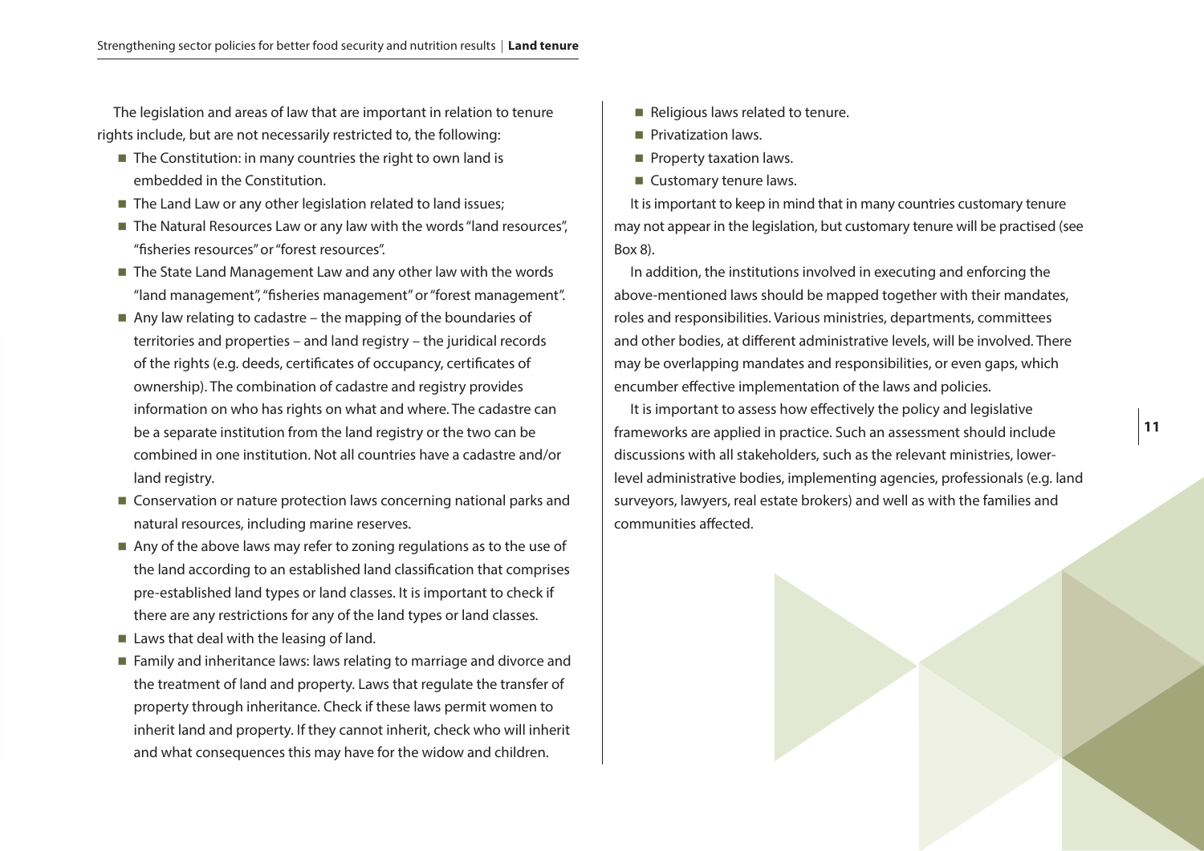The legislation and areas of law that are important in relation to tenure rights include, but are not necessarily restricted to, the following:

- The Constitution: in many countries the right to own land is embedded in the Constitution.
- The Land Law or any other legislation related to land issues;
- The Natural Resources Law or any law with the words "land resources", "fisheries resources" or "forest resources".
- The State Land Management Law and any other law with the words "land management", "fisheries management" or "forest management".
- Any law relating to cadastre – the mapping of the boundaries of territories and properties – and land registry – the juridical records of the rights (e.g. deeds, certificates of occupancy, certificates of ownership). The combination of cadastre and registry provides information on who has rights on what and where. The cadastre can be a separate institution from the land registry or the two can be combined in one institution. Not all countries have a cadastre and/or land registry.
- Conservation or nature protection laws concerning national parks and natural resources, including marine reserves.
- Any of the above laws may refer to zoning regulations as to the use of the land according to an established land classification that comprises pre-established land types or land classes. It is important to check if there are any restrictions for any of the land types or land classes.
- Laws that deal with the leasing of land.
- Family and inheritance laws: laws relating to marriage and divorce and the treatment of land and property. Laws that regulate the transfer of property through inheritance. Check if these laws permit women to inherit land and property. If they cannot inherit, check who will inherit and what consequences this may have for the widow and children.
- Religious laws related to tenure.
- Privatization laws.
- Property taxation laws.
- Customary tenure laws.

It is important to keep in mind that in many countries customary tenure may not appear in the legislation, but customary tenure will be practised (see Box 8).

In addition, the institutions involved in executing and enforcing the above-mentioned laws should be mapped together with their mandates, roles and responsibilities. Various ministries, departments, committees and other bodies, at different administrative levels, will be involved. There may be overlapping mandates and responsibilities, or even gaps, which encumber effective implementation of the laws and policies.

It is important to assess how effectively the policy and legislative frameworks are applied in practice. Such an assessment should include discussions with all stakeholders, such as the relevant ministries, lower-level administrative bodies, implementing agencies, professionals (e.g. land surveyors, lawyers, real estate brokers) and well as with the families and communities affected.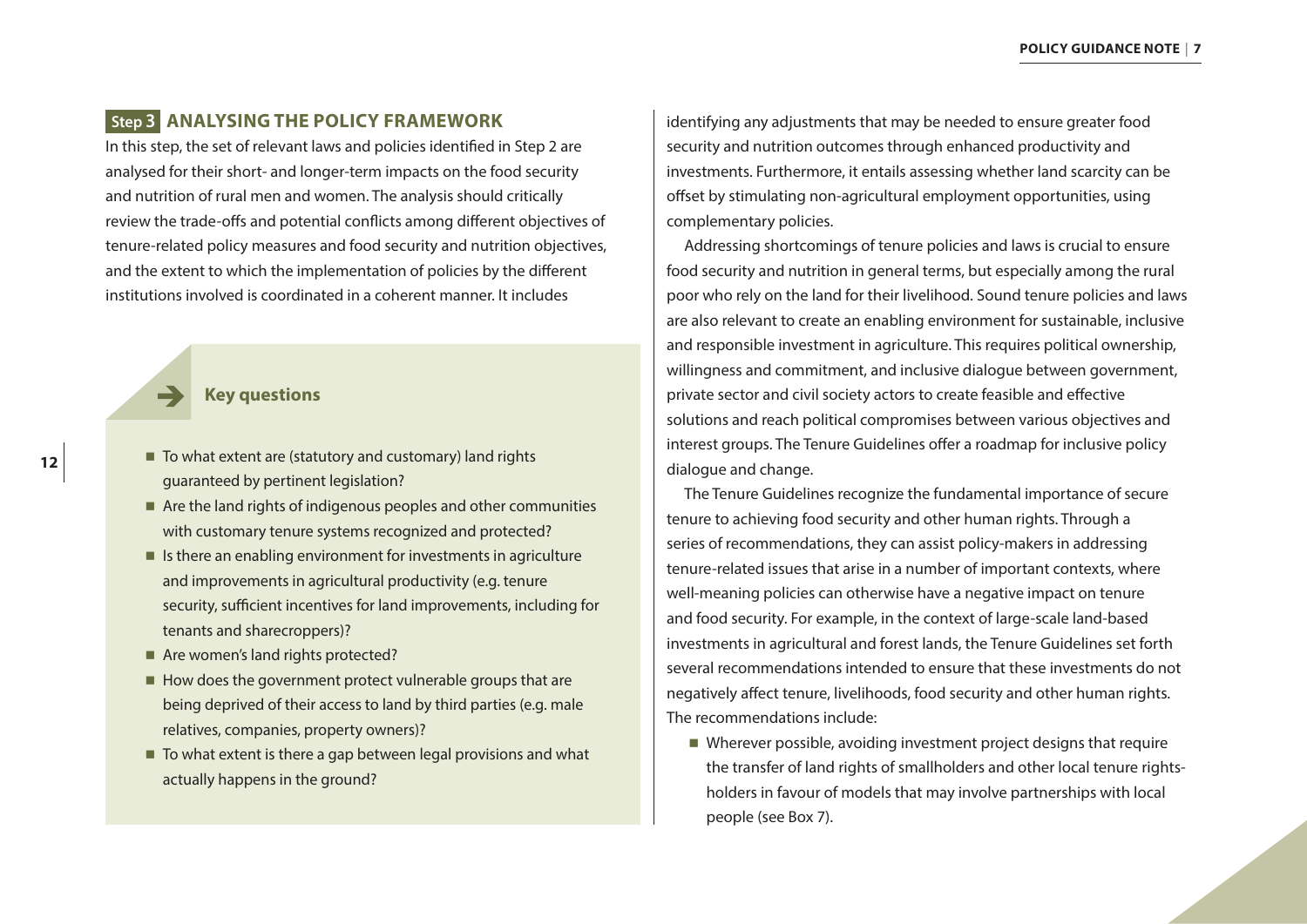## Step 3 ANALYSING THE POLICY FRAMEWORK

In this step, the set of relevant laws and policies identified in Step 2 are analysed for their short- and longer-term impacts on the food security and nutrition of rural men and women. The analysis should critically review the trade-offs and potential conflicts among different objectives of tenure-related policy measures and food security and nutrition objectives, and the extent to which the implementation of policies by the different institutions involved is coordinated in a coherent manner. It includes identifying any adjustments that may be needed to ensure greater food security and nutrition outcomes through enhanced productivity and investments. Furthermore, it entails assessing whether land scarcity can be offset by stimulating non-agricultural employment opportunities, using complementary policies.

### Key questions

- To what extent are (statutory and customary) land rights guaranteed by pertinent legislation?
- Are the land rights of indigenous peoples and other communities with customary tenure systems recognized and protected?
- Is there an enabling environment for investments in agriculture and improvements in agricultural productivity (e.g. tenure security, sufficient incentives for land improvements, including for tenants and sharecroppers)?
- Are women's land rights protected?
- How does the government protect vulnerable groups that are being deprived of their access to land by third parties (e.g. male relatives, companies, property owners)?
- To what extent is there a gap between legal provisions and what actually happens in the ground?

Addressing shortcomings of tenure policies and laws is crucial to ensure food security and nutrition in general terms, but especially among the rural poor who rely on the land for their livelihood. Sound tenure policies and laws are also relevant to create an enabling environment for sustainable, inclusive and responsible investment in agriculture. This requires political ownership, willingness and commitment, and inclusive dialogue between government, private sector and civil society actors to create feasible and effective solutions and reach political compromises between various objectives and interest groups. The Tenure Guidelines offer a roadmap for inclusive policy dialogue and change.

The Tenure Guidelines recognize the fundamental importance of secure tenure to achieving food security and other human rights. Through a series of recommendations, they can assist policy-makers in addressing tenure-related issues that arise in a number of important contexts, where well-meaning policies can otherwise have a negative impact on tenure and food security. For example, in the context of large-scale land-based investments in agricultural and forest lands, the Tenure Guidelines set forth several recommendations intended to ensure that these investments do not negatively affect tenure, livelihoods, food security and other human rights. The recommendations include:

- Wherever possible, avoiding investment project designs that require the transfer of land rights of smallholders and other local tenure rights-holders in favour of models that may involve partnerships with local people (see Box 7).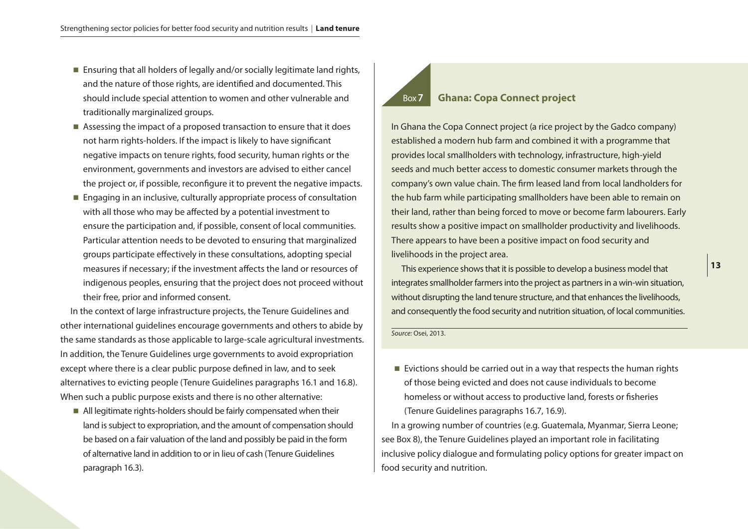- Ensuring that all holders of legally and/or socially legitimate land rights, and the nature of those rights, are identified and documented. This should include special attention to women and other vulnerable and traditionally marginalized groups.
- Assessing the impact of a proposed transaction to ensure that it does not harm rights-holders. If the impact is likely to have significant negative impacts on tenure rights, food security, human rights or the environment, governments and investors are advised to either cancel the project or, if possible, reconfigure it to prevent the negative impacts.
- Engaging in an inclusive, culturally appropriate process of consultation with all those who may be affected by a potential investment to ensure the participation and, if possible, consent of local communities. Particular attention needs to be devoted to ensuring that marginalized groups participate effectively in these consultations, adopting special measures if necessary; if the investment affects the land or resources of indigenous peoples, ensuring that the project does not proceed without their free, prior and informed consent.

In the context of large infrastructure projects, the Tenure Guidelines and other international guidelines encourage governments and others to abide by the same standards as those applicable to large-scale agricultural investments. In addition, the Tenure Guidelines urge governments to avoid expropriation except where there is a clear public purpose defined in law, and to seek alternatives to evicting people (Tenure Guidelines paragraphs 16.1 and 16.8). When such a public purpose exists and there is no other alternative:

- All legitimate rights-holders should be fairly compensated when their land is subject to expropriation, and the amount of compensation should be based on a fair valuation of the land and possibly be paid in the form of alternative land in addition to or in lieu of cash (Tenure Guidelines paragraph 16.3).
- Evictions should be carried out in a way that respects the human rights of those being evicted and does not cause individuals to become homeless or without access to productive land, forests or fisheries (Tenure Guidelines paragraphs 16.7, 16.9).

In a growing number of countries (e.g. Guatemala, Myanmar, Sierra Leone; see Box 8), the Tenure Guidelines played an important role in facilitating inclusive policy dialogue and formulating policy options for greater impact on food security and nutrition.

### Box 7 Ghana: Copa Connect project

In Ghana the Copa Connect project (a rice project by the Gadco company) established a modern hub farm and combined it with a programme that provides local smallholders with technology, infrastructure, high-yield seeds and much better access to domestic consumer markets through the company's own value chain. The firm leased land from local landholders for the hub farm while participating smallholders have been able to remain on their land, rather than being forced to move or become farm labourers. Early results show a positive impact on smallholder productivity and livelihoods. There appears to have been a positive impact on food security and livelihoods in the project area.

This experience shows that it is possible to develop a business model that integrates smallholder farmers into the project as partners in a win-win situation, without disrupting the land tenure structure, and that enhances the livelihoods, and consequently the food security and nutrition situation, of local communities.

*Source:* Osei, 2013.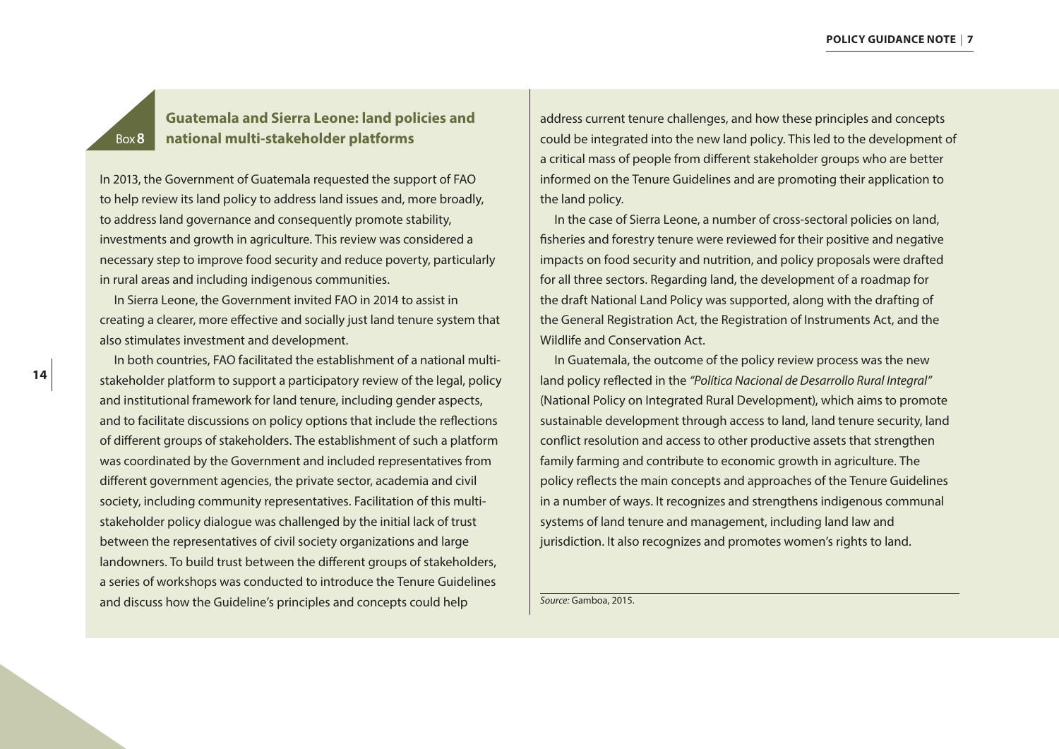### Box 8 — Guatemala and Sierra Leone: land policies and national multi-stakeholder platforms

In 2013, the Government of Guatemala requested the support of FAO to help review its land policy to address land issues and, more broadly, to address land governance and consequently promote stability, investments and growth in agriculture. This review was considered a necessary step to improve food security and reduce poverty, particularly in rural areas and including indigenous communities.

In Sierra Leone, the Government invited FAO in 2014 to assist in creating a clearer, more effective and socially just land tenure system that also stimulates investment and development.

In both countries, FAO facilitated the establishment of a national multi-stakeholder platform to support a participatory review of the legal, policy and institutional framework for land tenure, including gender aspects, and to facilitate discussions on policy options that include the reflections of different groups of stakeholders. The establishment of such a platform was coordinated by the Government and included representatives from different government agencies, the private sector, academia and civil society, including community representatives. Facilitation of this multi-stakeholder policy dialogue was challenged by the initial lack of trust between the representatives of civil society organizations and large landowners. To build trust between the different groups of stakeholders, a series of workshops was conducted to introduce the Tenure Guidelines and discuss how the Guideline's principles and concepts could help address current tenure challenges, and how these principles and concepts could be integrated into the new land policy. This led to the development of a critical mass of people from different stakeholder groups who are better informed on the Tenure Guidelines and are promoting their application to the land policy.

In the case of Sierra Leone, a number of cross-sectoral policies on land, fisheries and forestry tenure were reviewed for their positive and negative impacts on food security and nutrition, and policy proposals were drafted for all three sectors. Regarding land, the development of a roadmap for the draft National Land Policy was supported, along with the drafting of the General Registration Act, the Registration of Instruments Act, and the Wildlife and Conservation Act.

In Guatemala, the outcome of the policy review process was the new land policy reflected in the *"Política Nacional de Desarrollo Rural Integral"* (National Policy on Integrated Rural Development), which aims to promote sustainable development through access to land, land tenure security, land conflict resolution and access to other productive assets that strengthen family farming and contribute to economic growth in agriculture. The policy reflects the main concepts and approaches of the Tenure Guidelines in a number of ways. It recognizes and strengthens indigenous communal systems of land tenure and management, including land law and jurisdiction. It also recognizes and promotes women's rights to land.

*Source:* Gamboa, 2015.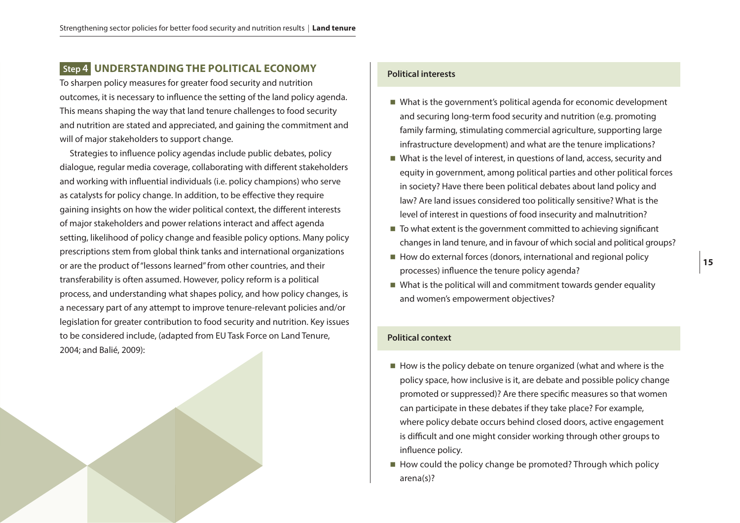## Step 4 UNDERSTANDING THE POLITICAL ECONOMY

To sharpen policy measures for greater food security and nutrition outcomes, it is necessary to influence the setting of the land policy agenda. This means shaping the way that land tenure challenges to food security and nutrition are stated and appreciated, and gaining the commitment and will of major stakeholders to support change.

Strategies to influence policy agendas include public debates, policy dialogue, regular media coverage, collaborating with different stakeholders and working with influential individuals (i.e. policy champions) who serve as catalysts for policy change. In addition, to be effective they require gaining insights on how the wider political context, the different interests of major stakeholders and power relations interact and affect agenda setting, likelihood of policy change and feasible policy options. Many policy prescriptions stem from global think tanks and international organizations or are the product of "lessons learned" from other countries, and their transferability is often assumed. However, policy reform is a political process, and understanding what shapes policy, and how policy changes, is a necessary part of any attempt to improve tenure-relevant policies and/or legislation for greater contribution to food security and nutrition. Key issues to be considered include, (adapted from EU Task Force on Land Tenure, 2004; and Balié, 2009):

**Political interests**

- What is the government's political agenda for economic development and securing long-term food security and nutrition (e.g. promoting family farming, stimulating commercial agriculture, supporting large infrastructure development) and what are the tenure implications?
- What is the level of interest, in questions of land, access, security and equity in government, among political parties and other political forces in society? Have there been political debates about land policy and law? Are land issues considered too politically sensitive? What is the level of interest in questions of food insecurity and malnutrition?
- To what extent is the government committed to achieving significant changes in land tenure, and in favour of which social and political groups?
- How do external forces (donors, international and regional policy processes) influence the tenure policy agenda?
- What is the political will and commitment towards gender equality and women's empowerment objectives?

**Political context**

- How is the policy debate on tenure organized (what and where is the policy space, how inclusive is it, are debate and possible policy change promoted or suppressed)? Are there specific measures so that women can participate in these debates if they take place? For example, where policy debate occurs behind closed doors, active engagement is difficult and one might consider working through other groups to influence policy.
- How could the policy change be promoted? Through which policy arena(s)?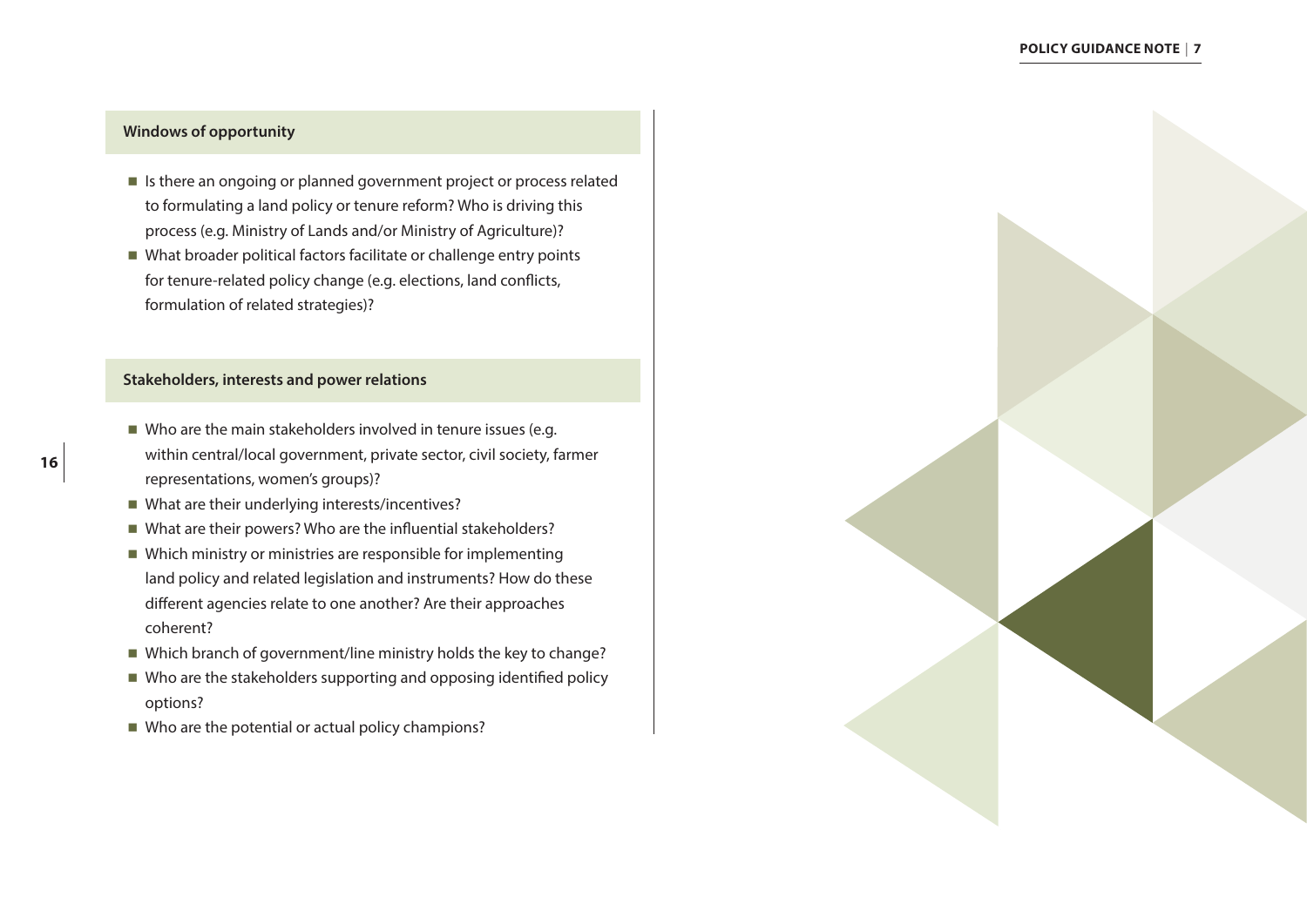### Windows of opportunity

- Is there an ongoing or planned government project or process related to formulating a land policy or tenure reform? Who is driving this process (e.g. Ministry of Lands and/or Ministry of Agriculture)?
- What broader political factors facilitate or challenge entry points for tenure-related policy change (e.g. elections, land conflicts, formulation of related strategies)?

### Stakeholders, interests and power relations

- Who are the main stakeholders involved in tenure issues (e.g. within central/local government, private sector, civil society, farmer representations, women's groups)?
- What are their underlying interests/incentives?
- What are their powers? Who are the influential stakeholders?
- Which ministry or ministries are responsible for implementing land policy and related legislation and instruments? How do these different agencies relate to one another? Are their approaches coherent?
- Which branch of government/line ministry holds the key to change?
- Who are the stakeholders supporting and opposing identified policy options?
- Who are the potential or actual policy champions?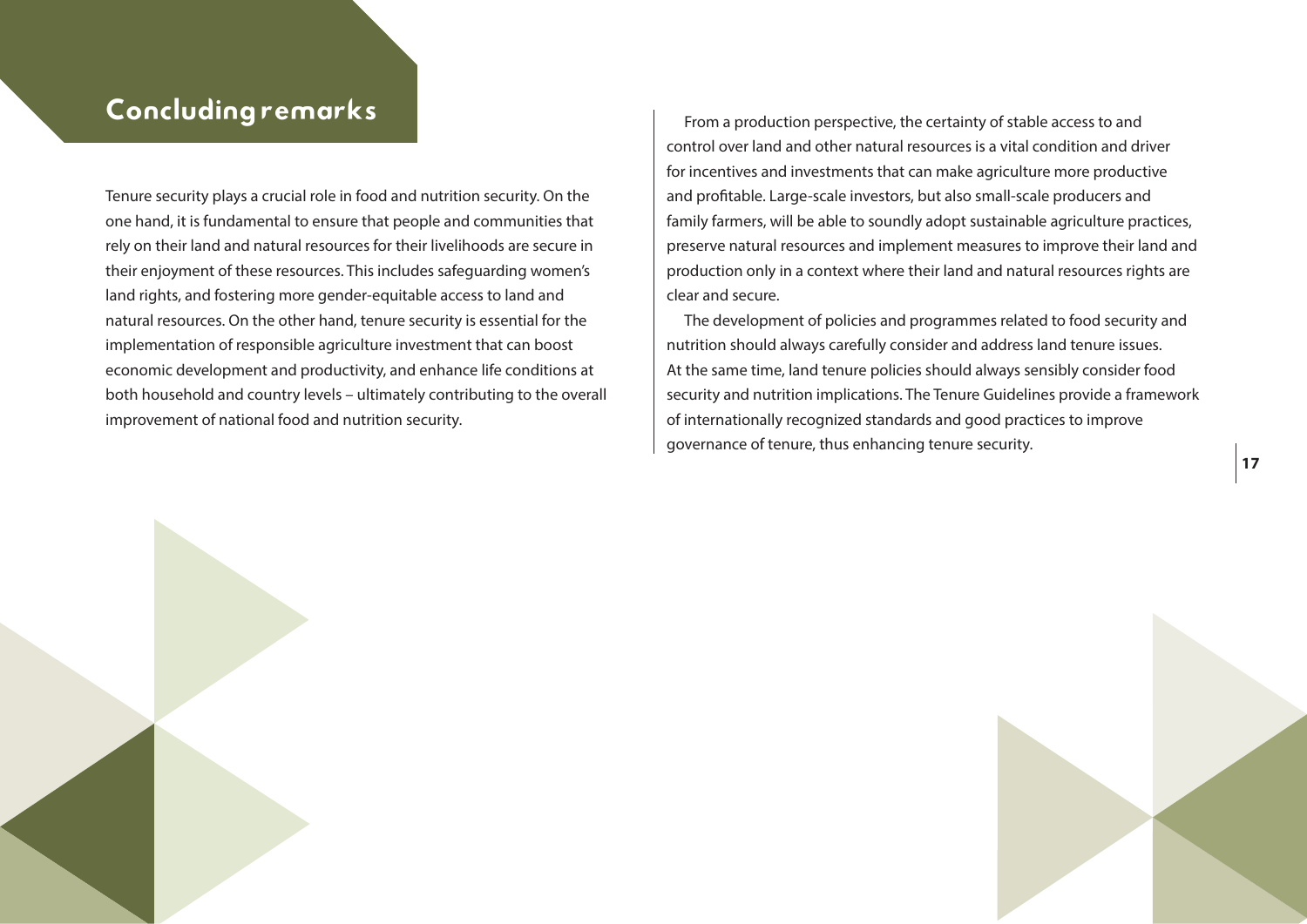## Concluding remarks

Tenure security plays a crucial role in food and nutrition security. On the one hand, it is fundamental to ensure that people and communities that rely on their land and natural resources for their livelihoods are secure in their enjoyment of these resources. This includes safeguarding women's land rights, and fostering more gender-equitable access to land and natural resources. On the other hand, tenure security is essential for the implementation of responsible agriculture investment that can boost economic development and productivity, and enhance life conditions at both household and country levels – ultimately contributing to the overall improvement of national food and nutrition security.

From a production perspective, the certainty of stable access to and control over land and other natural resources is a vital condition and driver for incentives and investments that can make agriculture more productive and profitable. Large-scale investors, but also small-scale producers and family farmers, will be able to soundly adopt sustainable agriculture practices, preserve natural resources and implement measures to improve their land and production only in a context where their land and natural resources rights are clear and secure.

The development of policies and programmes related to food security and nutrition should always carefully consider and address land tenure issues. At the same time, land tenure policies should always sensibly consider food security and nutrition implications. The Tenure Guidelines provide a framework of internationally recognized standards and good practices to improve governance of tenure, thus enhancing tenure security.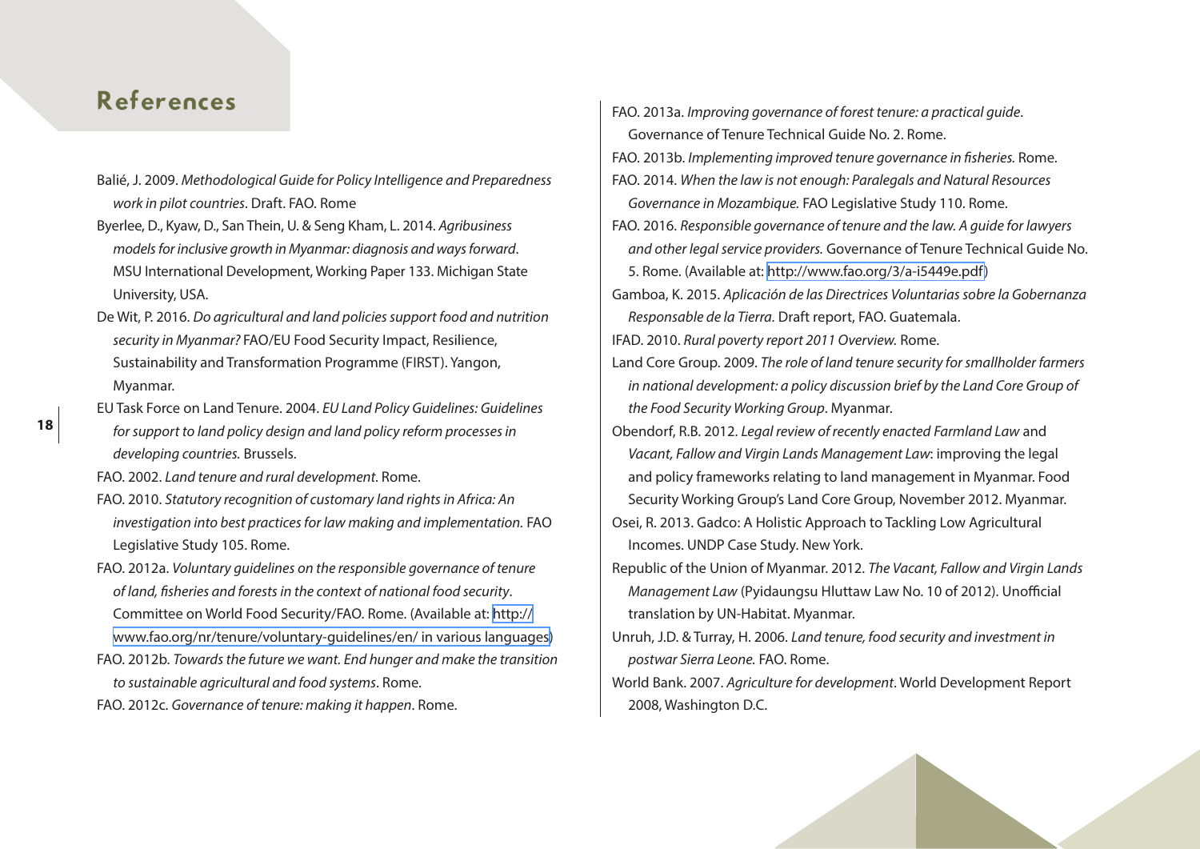## References

Balié, J. 2009. *Methodological Guide for Policy Intelligence and Preparedness work in pilot countries*. Draft. FAO. Rome

Byerlee, D., Kyaw, D., San Thein, U. & Seng Kham, L. 2014. *Agribusiness models for inclusive growth in Myanmar: diagnosis and ways forward*. MSU International Development, Working Paper 133. Michigan State University, USA.

De Wit, P. 2016. *Do agricultural and land policies support food and nutrition security in Myanmar?* FAO/EU Food Security Impact, Resilience, Sustainability and Transformation Programme (FIRST). Yangon, Myanmar.

EU Task Force on Land Tenure. 2004. *EU Land Policy Guidelines: Guidelines for support to land policy design and land policy reform processes in developing countries.* Brussels.

FAO. 2002. *Land tenure and rural development.* Rome.

FAO. 2010. *Statutory recognition of customary land rights in Africa: An investigation into best practices for law making and implementation.* FAO Legislative Study 105. Rome.

FAO. 2012a. *Voluntary guidelines on the responsible governance of tenure of land, fisheries and forests in the context of national food security*. Committee on World Food Security/FAO. Rome. (Available at: http://www.fao.org/nr/tenure/voluntary-guidelines/en/ in various languages)

FAO. 2012b. *Towards the future we want. End hunger and make the transition to sustainable agricultural and food systems*. Rome.

FAO. 2012c. *Governance of tenure: making it happen*. Rome.

FAO. 2013a. *Improving governance of forest tenure: a practical guide*. Governance of Tenure Technical Guide No. 2. Rome.

FAO. 2013b. *Implementing improved tenure governance in fisheries.* Rome.

FAO. 2014. *When the law is not enough: Paralegals and Natural Resources Governance in Mozambique.* FAO Legislative Study 110. Rome.

FAO. 2016. *Responsible governance of tenure and the law. A guide for lawyers and other legal service providers.* Governance of Tenure Technical Guide No. 5. Rome. (Available at: http://www.fao.org/3/a-i5449e.pdf)

Gamboa, K. 2015. *Aplicación de las Directrices Voluntarias sobre la Gobernanza Responsable de la Tierra.* Draft report, FAO. Guatemala.

IFAD. 2010. *Rural poverty report 2011 Overview.* Rome.

Land Core Group. 2009. *The role of land tenure security for smallholder farmers in national development: a policy discussion brief by the Land Core Group of the Food Security Working Group*. Myanmar.

Obendorf, R.B. 2012. *Legal review of recently enacted Farmland Law* and *Vacant, Fallow and Virgin Lands Management Law*: improving the legal and policy frameworks relating to land management in Myanmar. Food Security Working Group's Land Core Group, November 2012. Myanmar.

Osei, R. 2013. Gadco: A Holistic Approach to Tackling Low Agricultural Incomes. UNDP Case Study. New York.

Republic of the Union of Myanmar. 2012. *The Vacant, Fallow and Virgin Lands Management Law* (Pyidaungsu Hluttaw Law No. 10 of 2012). Unofficial translation by UN-Habitat. Myanmar.

Unruh, J.D. & Turray, H. 2006. *Land tenure, food security and investment in postwar Sierra Leone.* FAO. Rome.

World Bank. 2007. *Agriculture for development*. World Development Report 2008, Washington D.C.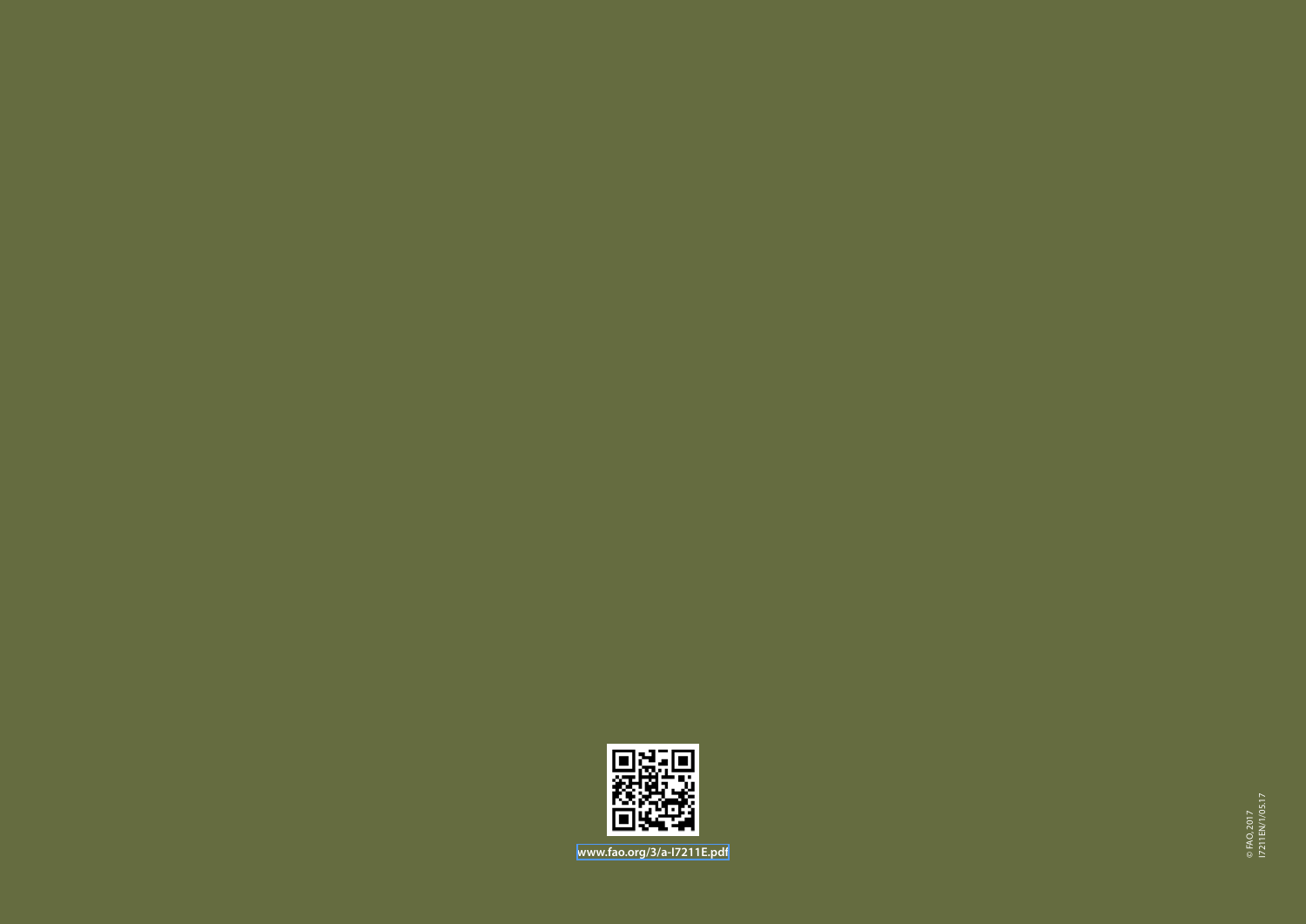www.fao.org/3/a-I7211E.pdf

© FAO, 2017
I7211EN/1/05.17